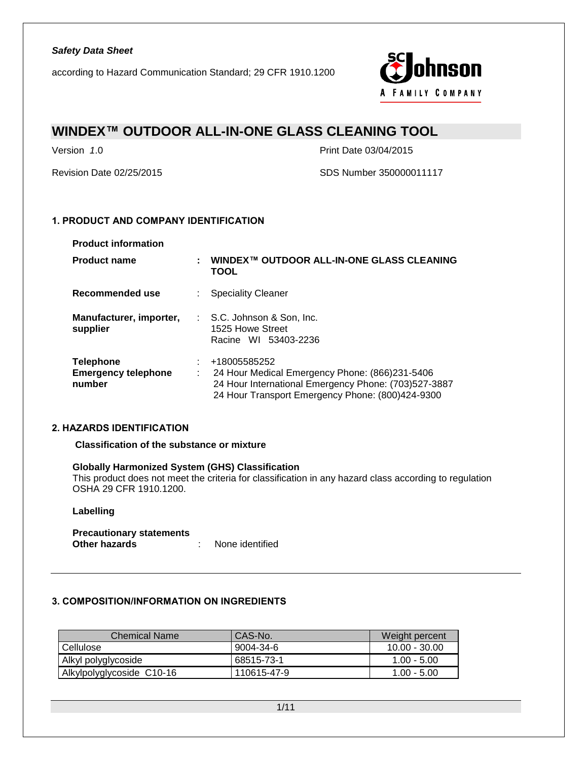*Safety Data Sheet*

according to Hazard Communication Standard; 29 CFR 1910.1200

# WINDEX™ OUTDOOR ALL-IN-ONE GLASS CLEANING TOOL

Version *1*.0

Print Date 03/04/2015

Revision Date 02/25/2015

SDS Number 350000011117

## 1. PRODUCT AND COMPANY IDENTIFICATION

**Product information**

**Product name** : **WINDEX™ OUTDOOR ALL-IN-ONE GLASS CLEANING TOOL**

**Recommended use** : Speciality Cleaner

**Manufacturer, importer, supplier** : S.C. Johnson & Son, Inc.
1525 Howe Street
Racine WI 53403-2236

**Telephone** : +18005585252

**Emergency telephone number** : 24 Hour Medical Emergency Phone: (866)231-5406
24 Hour International Emergency Phone: (703)527-3887
24 Hour Transport Emergency Phone: (800)424-9300

## 2. HAZARDS IDENTIFICATION

**Classification of the substance or mixture**

**Globally Harmonized System (GHS) Classification**
This product does not meet the criteria for classification in any hazard class according to regulation OSHA 29 CFR 1910.1200.

**Labelling**

**Precautionary statements**

**Other hazards** : None identified

## 3. COMPOSITION/INFORMATION ON INGREDIENTS

| Chemical Name | CAS-No. | Weight percent |
| --- | --- | --- |
| Cellulose | 9004-34-6 | 10.00 - 30.00 |
| Alkyl polyglycoside | 68515-73-1 | 1.00 - 5.00 |
| Alkylpolyglycoside C10-16 | 110615-47-9 | 1.00 - 5.00 |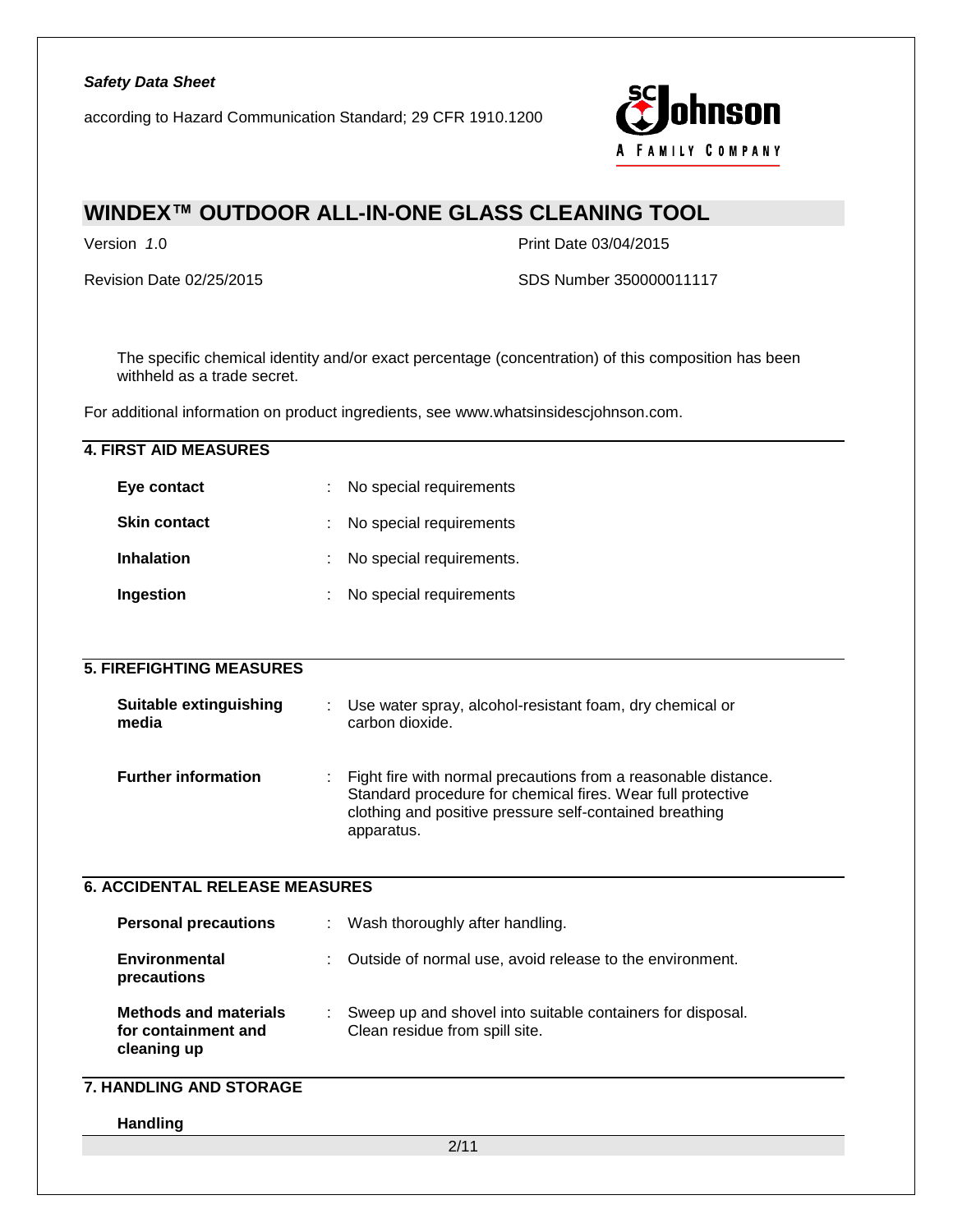The specific chemical identity and/or exact percentage (concentration) of this composition has been withheld as a trade secret.

For additional information on product ingredients, see www.whatsinsidescjohnson.com.

## 4. FIRST AID MEASURES

| | |
|---|---|
| **Eye contact** | : No special requirements |
| **Skin contact** | : No special requirements |
| **Inhalation** | : No special requirements. |
| **Ingestion** | : No special requirements |

## 5. FIREFIGHTING MEASURES

| | |
|---|---|
| **Suitable extinguishing media** | : Use water spray, alcohol-resistant foam, dry chemical or carbon dioxide. |
| **Further information** | : Fight fire with normal precautions from a reasonable distance. Standard procedure for chemical fires. Wear full protective clothing and positive pressure self-contained breathing apparatus. |

## 6. ACCIDENTAL RELEASE MEASURES

| | |
|---|---|
| **Personal precautions** | : Wash thoroughly after handling. |
| **Environmental precautions** | : Outside of normal use, avoid release to the environment. |
| **Methods and materials for containment and cleaning up** | : Sweep up and shovel into suitable containers for disposal. Clean residue from spill site. |

## 7. HANDLING AND STORAGE

**Handling**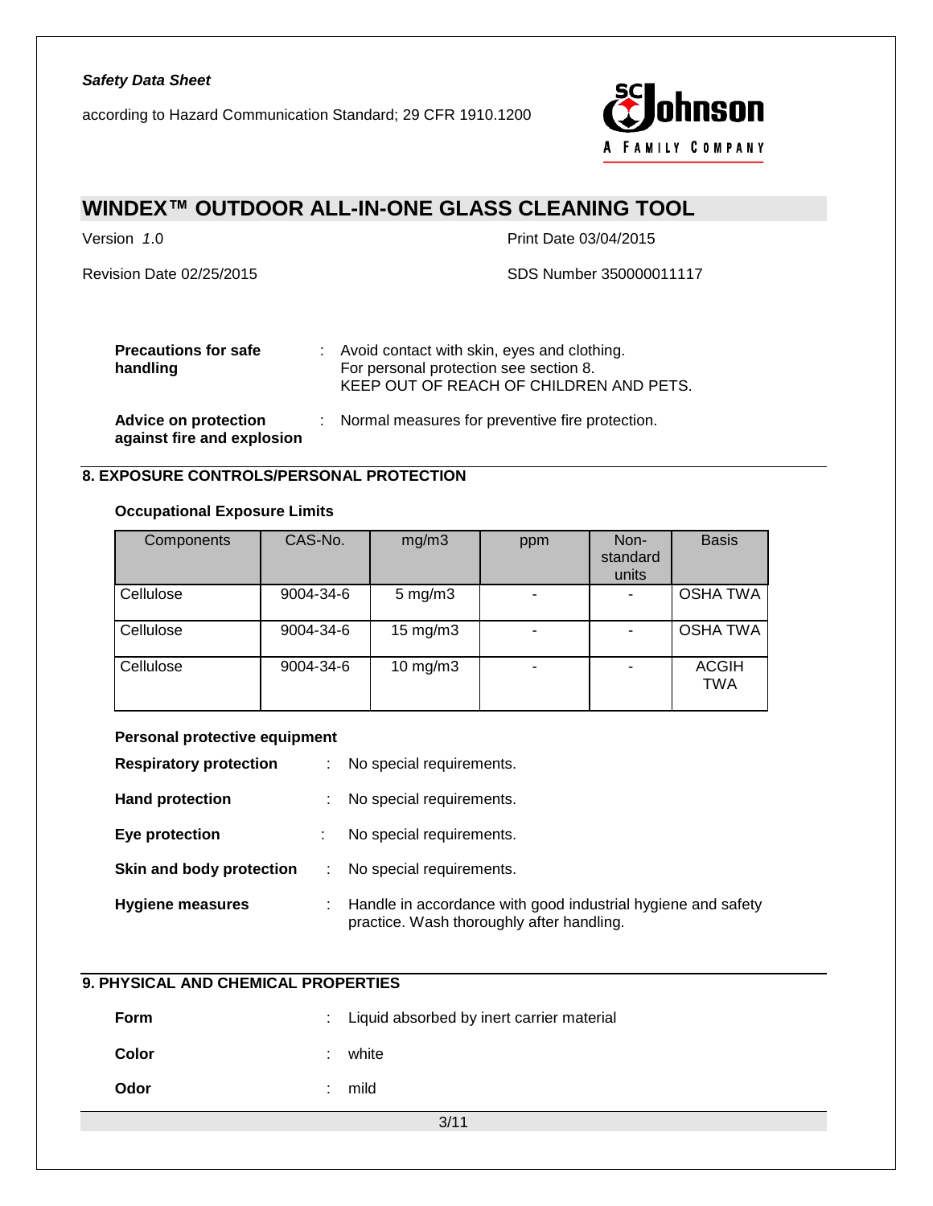| | | |
|---|---|---|
| **Precautions for safe handling** | : | Avoid contact with skin, eyes and clothing.<br>For personal protection see section 8.<br>KEEP OUT OF REACH OF CHILDREN AND PETS. |
| **Advice on protection against fire and explosion** | : | Normal measures for preventive fire protection. |

## 8. EXPOSURE CONTROLS/PERSONAL PROTECTION

### Occupational Exposure Limits

| Components | CAS-No. | mg/m3 | ppm | Non-standard units | Basis |
|---|---|---|---|---|---|
| Cellulose | 9004-34-6 | 5 mg/m3 | - | - | OSHA TWA |
| Cellulose | 9004-34-6 | 15 mg/m3 | - | - | OSHA TWA |
| Cellulose | 9004-34-6 | 10 mg/m3 | - | - | ACGIH TWA |

### Personal protective equipment

| | | |
|---|---|---|
| **Respiratory protection** | : | No special requirements. |
| **Hand protection** | : | No special requirements. |
| **Eye protection** | : | No special requirements. |
| **Skin and body protection** | : | No special requirements. |
| **Hygiene measures** | : | Handle in accordance with good industrial hygiene and safety practice. Wash thoroughly after handling. |

## 9. PHYSICAL AND CHEMICAL PROPERTIES

| | | |
|---|---|---|
| **Form** | : | Liquid absorbed by inert carrier material |
| **Color** | : | white |
| **Odor** | : | mild |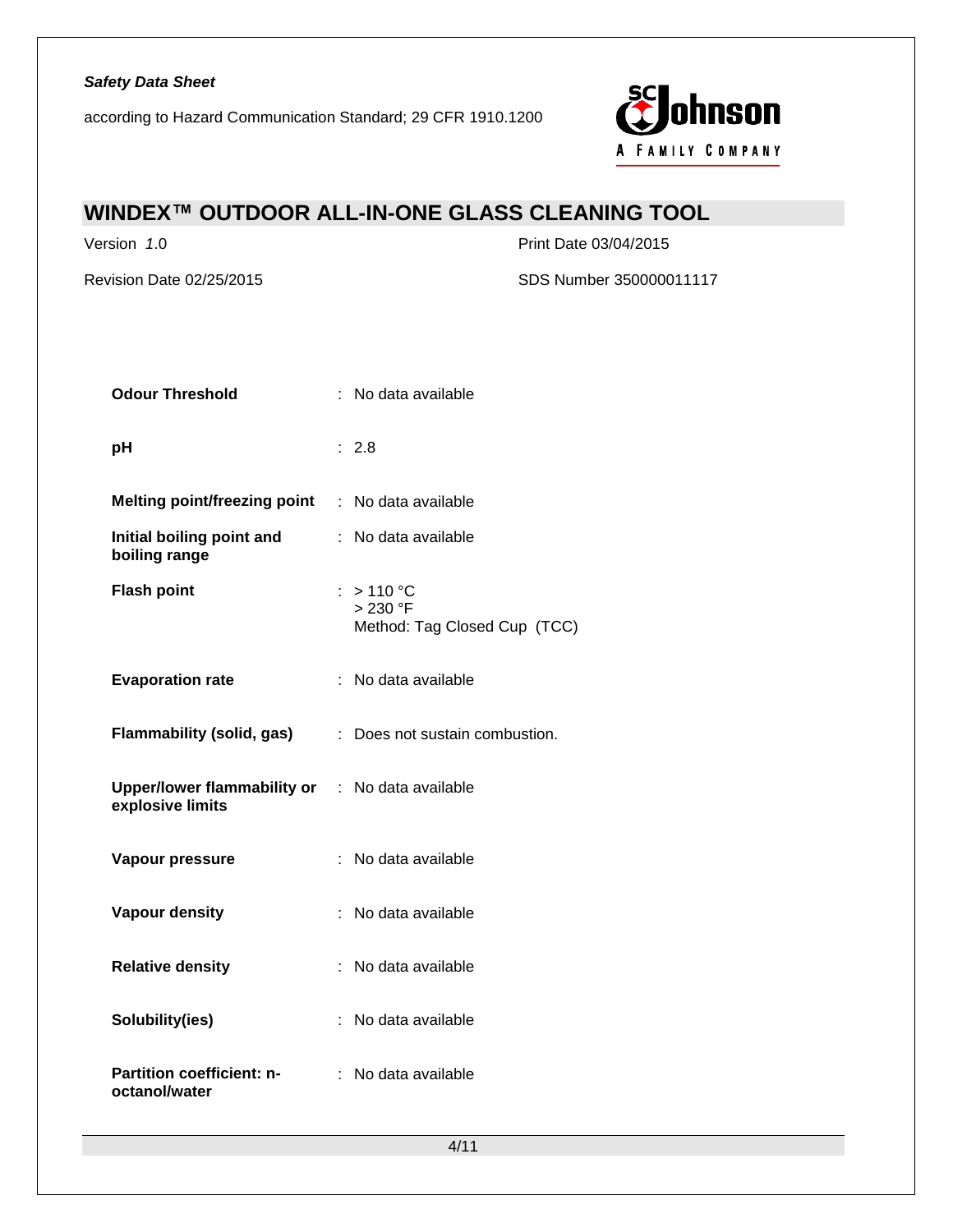| | |
|---|---|
| **Odour Threshold** | : No data available |
| **pH** | : 2.8 |
| **Melting point/freezing point** | : No data available |
| **Initial boiling point and boiling range** | : No data available |
| **Flash point** | : > 110 °C<br>> 230 °F<br>Method: Tag Closed Cup (TCC) |
| **Evaporation rate** | : No data available |
| **Flammability (solid, gas)** | : Does not sustain combustion. |
| **Upper/lower flammability or explosive limits** | : No data available |
| **Vapour pressure** | : No data available |
| **Vapour density** | : No data available |
| **Relative density** | : No data available |
| **Solubility(ies)** | : No data available |
| **Partition coefficient: n-octanol/water** | : No data available |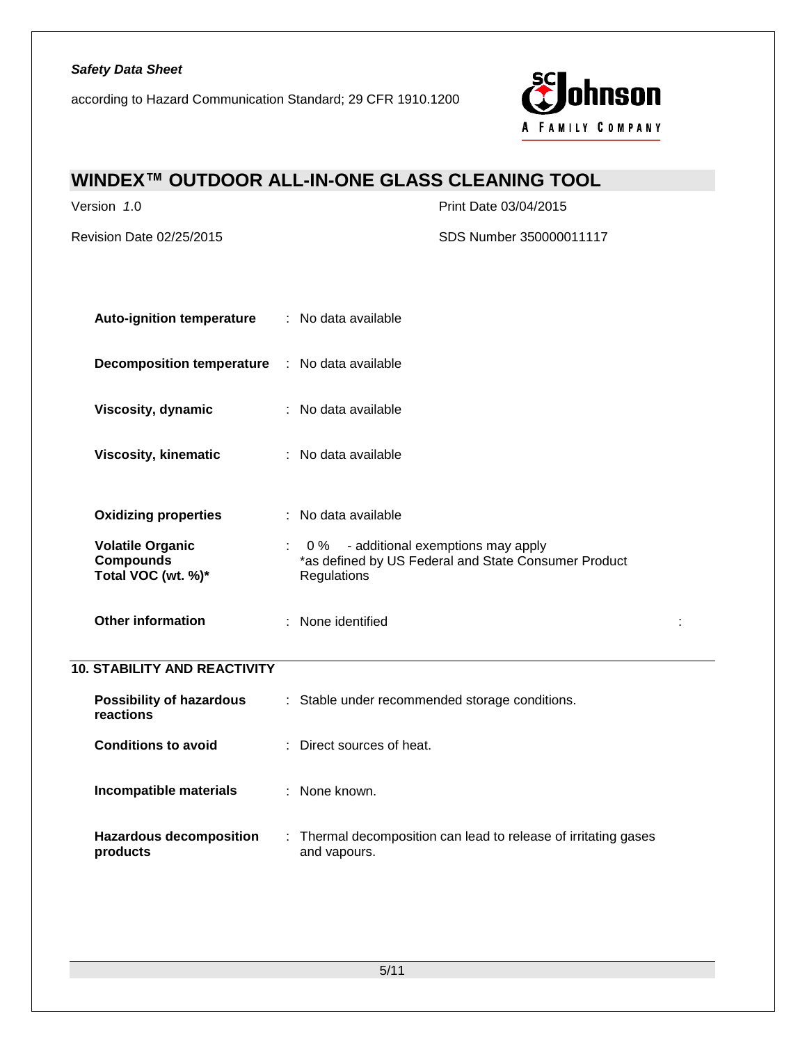| | | |
|---|---|---|
| **Auto-ignition temperature** | : | No data available |
| **Decomposition temperature** | : | No data available |
| **Viscosity, dynamic** | : | No data available |
| **Viscosity, kinematic** | : | No data available |
| **Oxidizing properties** | : | No data available |
| **Volatile Organic Compounds Total VOC (wt. %)*** | : | 0 % - additional exemptions may apply *as defined by US Federal and State Consumer Product Regulations |
| **Other information** | : | None identified |

## 10. STABILITY AND REACTIVITY

| | | |
|---|---|---|
| **Possibility of hazardous reactions** | : | Stable under recommended storage conditions. |
| **Conditions to avoid** | : | Direct sources of heat. |
| **Incompatible materials** | : | None known. |
| **Hazardous decomposition products** | : | Thermal decomposition can lead to release of irritating gases and vapours. |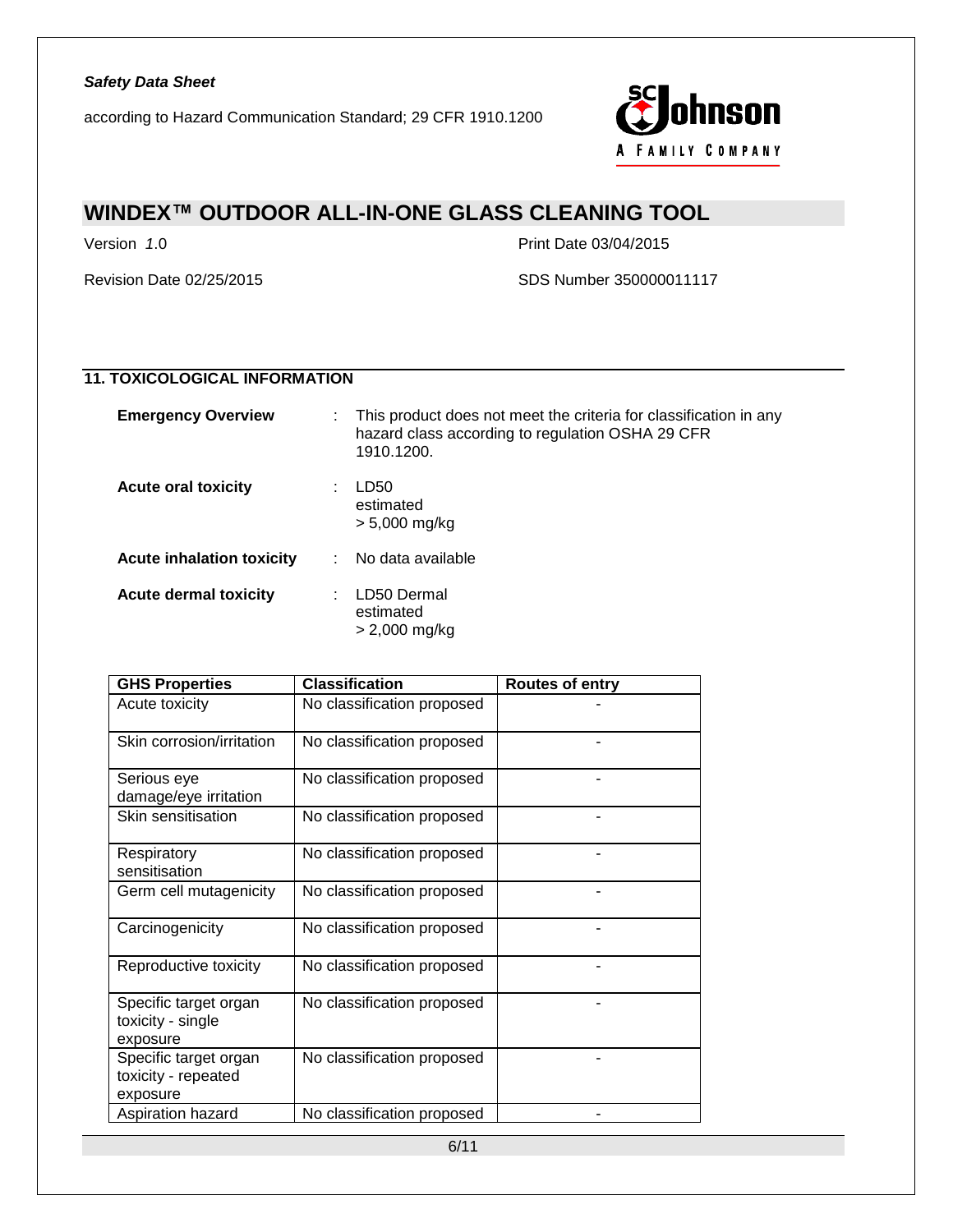## 11. TOXICOLOGICAL INFORMATION

**Emergency Overview** : This product does not meet the criteria for classification in any hazard class according to regulation OSHA 29 CFR 1910.1200.

**Acute oral toxicity** : LD50
estimated
> 5,000 mg/kg

**Acute inhalation toxicity** : No data available

**Acute dermal toxicity** : LD50 Dermal
estimated
> 2,000 mg/kg

| GHS Properties | Classification | Routes of entry |
|---|---|---|
| Acute toxicity | No classification proposed | - |
| Skin corrosion/irritation | No classification proposed | - |
| Serious eye damage/eye irritation | No classification proposed | - |
| Skin sensitisation | No classification proposed | - |
| Respiratory sensitisation | No classification proposed | - |
| Germ cell mutagenicity | No classification proposed | - |
| Carcinogenicity | No classification proposed | - |
| Reproductive toxicity | No classification proposed | - |
| Specific target organ toxicity - single exposure | No classification proposed | - |
| Specific target organ toxicity - repeated exposure | No classification proposed | - |
| Aspiration hazard | No classification proposed | - |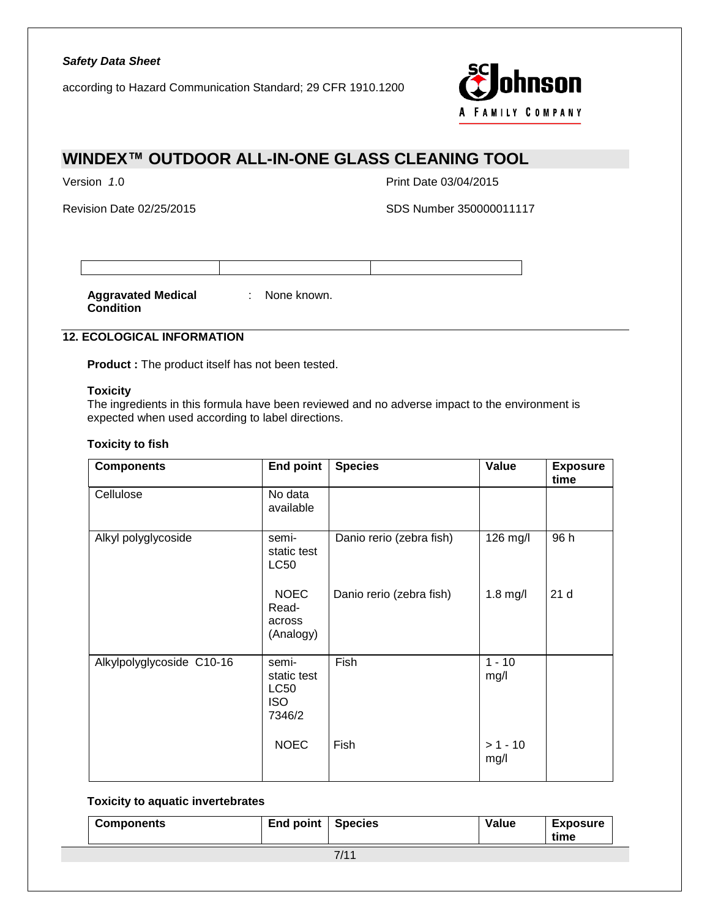| | | |
|---|---|---|
| | | |

**Aggravated Medical Condition** : None known.

## 12. ECOLOGICAL INFORMATION

**Product :** The product itself has not been tested.

**Toxicity**
The ingredients in this formula have been reviewed and no adverse impact to the environment is expected when used according to label directions.

**Toxicity to fish**

| Components | End point | Species | Value | Exposure time |
|---|---|---|---|---|
| Cellulose | No data available | | | |
| Alkyl polyglycoside | semi-static test LC50 | Danio rerio (zebra fish) | 126 mg/l | 96 h |
| | NOEC Read-across (Analogy) | Danio rerio (zebra fish) | 1.8 mg/l | 21 d |
| Alkylpolyglycoside C10-16 | semi-static test LC50 ISO 7346/2 | Fish | 1 - 10 mg/l | |
| | NOEC | Fish | > 1 - 10 mg/l | |

**Toxicity to aquatic invertebrates**

| Components | End point | Species | Value | Exposure time |
|---|---|---|---|---|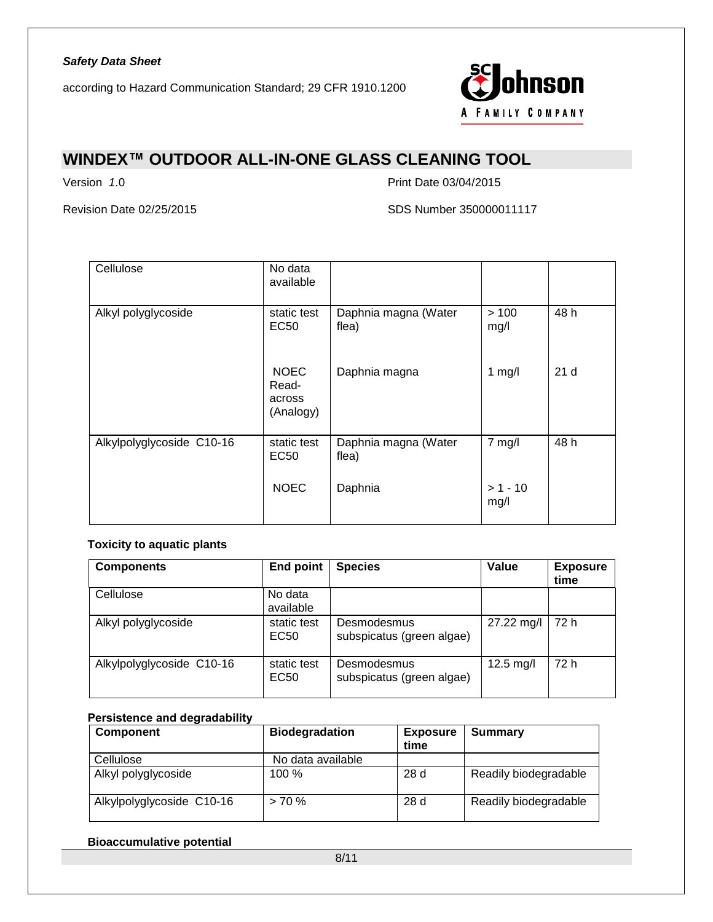| | | | | |
|---|---|---|---|---|
| Cellulose | No data available | | | |
| Alkyl polyglycoside | static test EC50 | Daphnia magna (Water flea) | > 100 mg/l | 48 h |
| | NOEC Read-across (Analogy) | Daphnia magna | 1 mg/l | 21 d |
| Alkylpolyglycoside C10-16 | static test EC50 | Daphnia magna (Water flea) | 7 mg/l | 48 h |
| | NOEC | Daphnia | > 1 - 10 mg/l | |

**Toxicity to aquatic plants**

| Components | End point | Species | Value | Exposure time |
|---|---|---|---|---|
| Cellulose | No data available | | | |
| Alkyl polyglycoside | static test EC50 | Desmodesmus subspicatus (green algae) | 27.22 mg/l | 72 h |
| Alkylpolyglycoside C10-16 | static test EC50 | Desmodesmus subspicatus (green algae) | 12.5 mg/l | 72 h |

**Persistence and degradability**

| Component | Biodegradation | Exposure time | Summary |
|---|---|---|---|
| Cellulose | No data available | | |
| Alkyl polyglycoside | 100 % | 28 d | Readily biodegradable |
| Alkylpolyglycoside C10-16 | > 70 % | 28 d | Readily biodegradable |

**Bioaccumulative potential**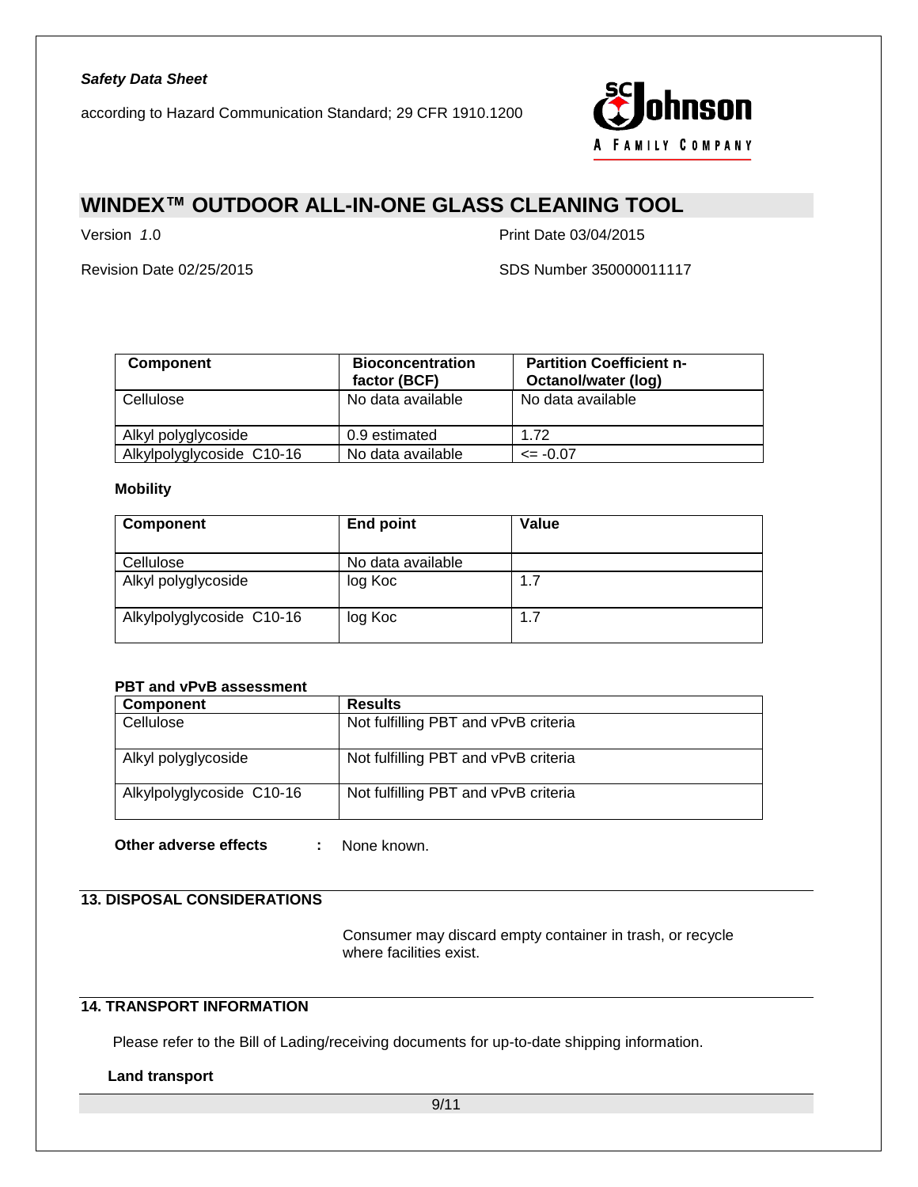| Component | Bioconcentration factor (BCF) | Partition Coefficient n-Octanol/water (log) |
|---|---|---|
| Cellulose | No data available | No data available |
| Alkyl polyglycoside | 0.9 estimated | 1.72 |
| Alkylpolyglycoside C10-16 | No data available | <= -0.07 |

**Mobility**

| Component | End point | Value |
|---|---|---|
| Cellulose | No data available | |
| Alkyl polyglycoside | log Koc | 1.7 |
| Alkylpolyglycoside C10-16 | log Koc | 1.7 |

**PBT and vPvB assessment**

| Component | Results |
|---|---|
| Cellulose | Not fulfilling PBT and vPvB criteria |
| Alkyl polyglycoside | Not fulfilling PBT and vPvB criteria |
| Alkylpolyglycoside C10-16 | Not fulfilling PBT and vPvB criteria |

**Other adverse effects** : None known.

## 13. DISPOSAL CONSIDERATIONS

Consumer may discard empty container in trash, or recycle where facilities exist.

## 14. TRANSPORT INFORMATION

Please refer to the Bill of Lading/receiving documents for up-to-date shipping information.

**Land transport**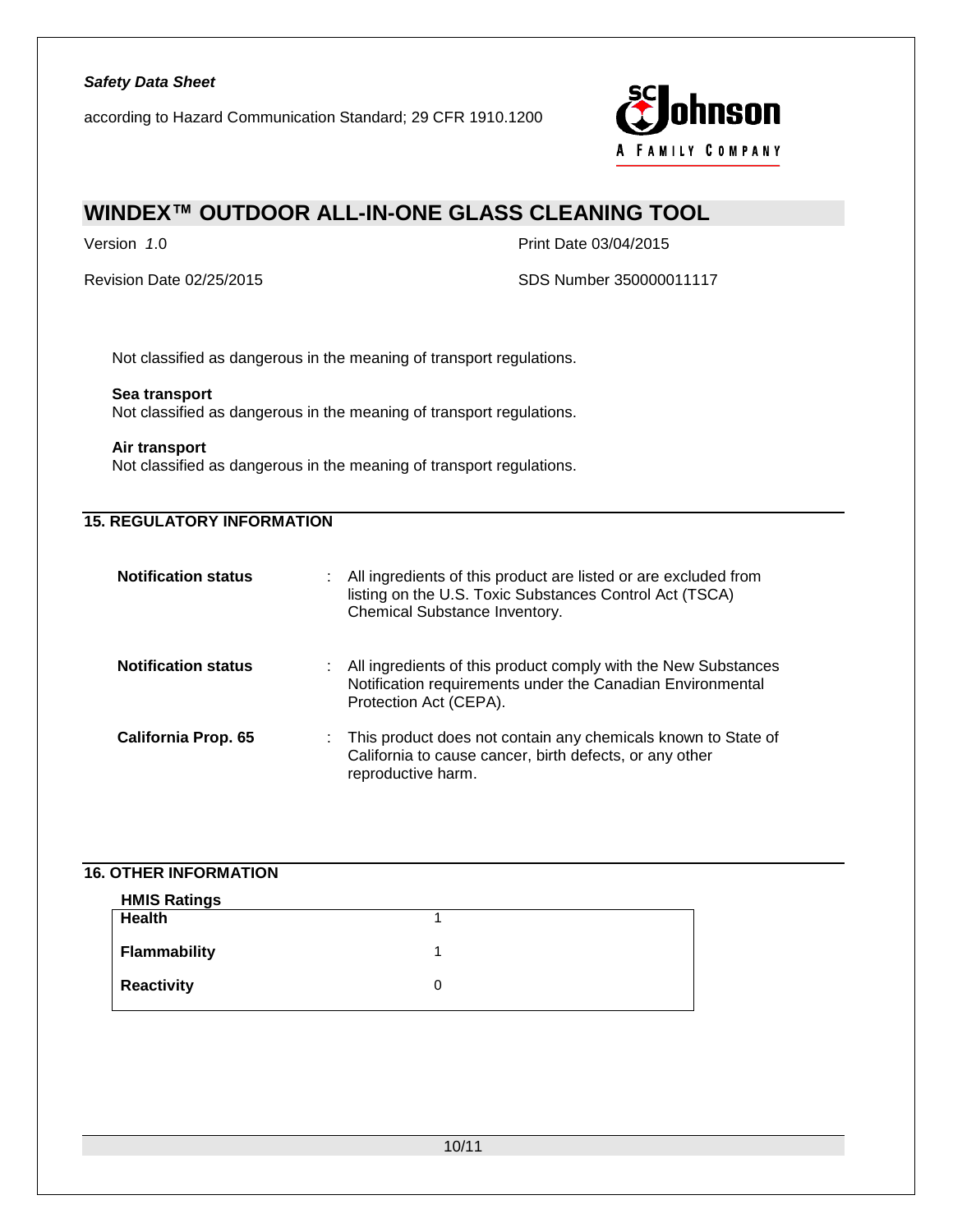Not classified as dangerous in the meaning of transport regulations.

**Sea transport**
Not classified as dangerous in the meaning of transport regulations.

**Air transport**
Not classified as dangerous in the meaning of transport regulations.

## 15. REGULATORY INFORMATION

**Notification status** : All ingredients of this product are listed or are excluded from listing on the U.S. Toxic Substances Control Act (TSCA) Chemical Substance Inventory.

**Notification status** : All ingredients of this product comply with the New Substances Notification requirements under the Canadian Environmental Protection Act (CEPA).

**California Prop. 65** : This product does not contain any chemicals known to State of California to cause cancer, birth defects, or any other reproductive harm.

## 16. OTHER INFORMATION

**HMIS Ratings**

| | |
|---|---|
| **Health** | 1 |
| **Flammability** | 1 |
| **Reactivity** | 0 |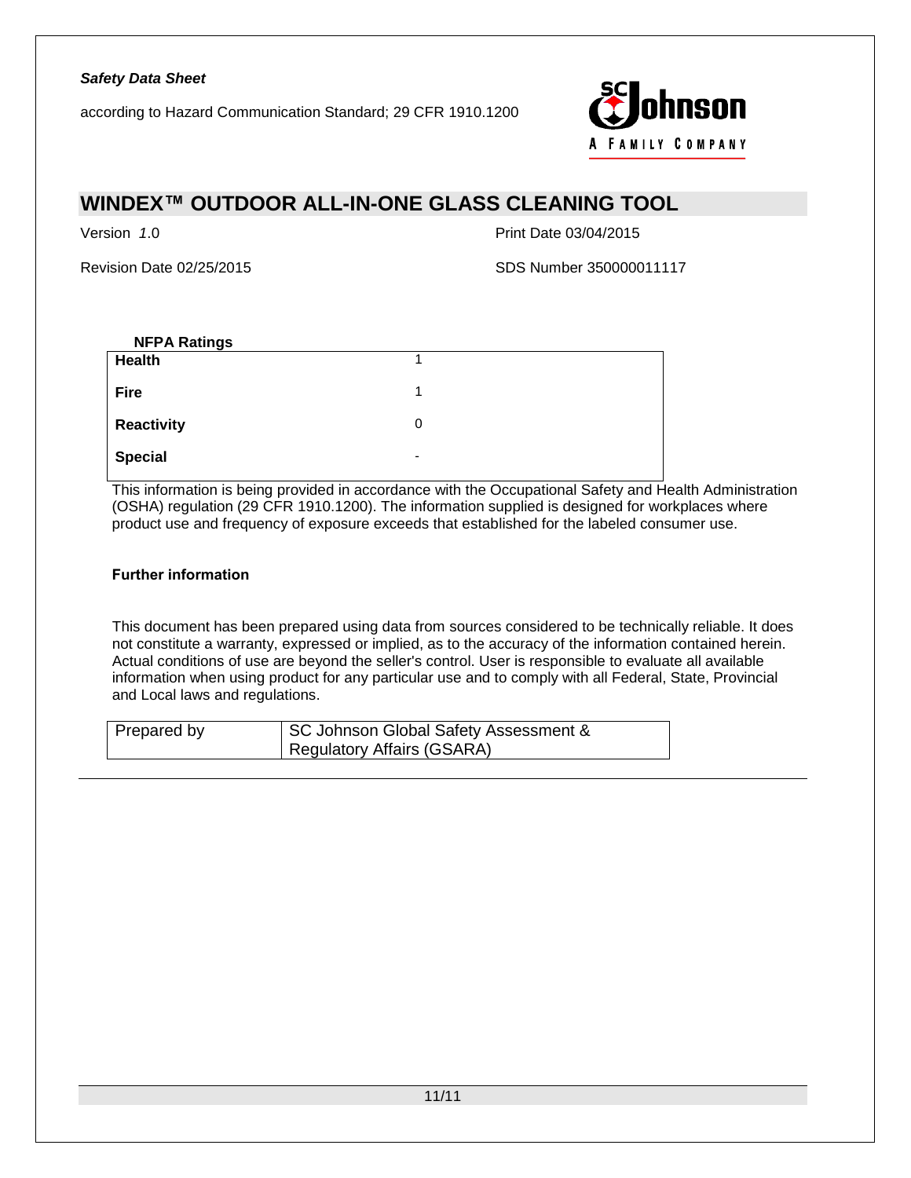## NFPA Ratings

| | |
|---|---|
| **Health** | 1 |
| **Fire** | 1 |
| **Reactivity** | 0 |
| **Special** | - |

This information is being provided in accordance with the Occupational Safety and Health Administration (OSHA) regulation (29 CFR 1910.1200). The information supplied is designed for workplaces where product use and frequency of exposure exceeds that established for the labeled consumer use.

**Further information**

This document has been prepared using data from sources considered to be technically reliable. It does not constitute a warranty, expressed or implied, as to the accuracy of the information contained herein. Actual conditions of use are beyond the seller's control. User is responsible to evaluate all available information when using product for any particular use and to comply with all Federal, State, Provincial and Local laws and regulations.

| | |
|---|---|
| Prepared by | SC Johnson Global Safety Assessment & Regulatory Affairs (GSARA) |